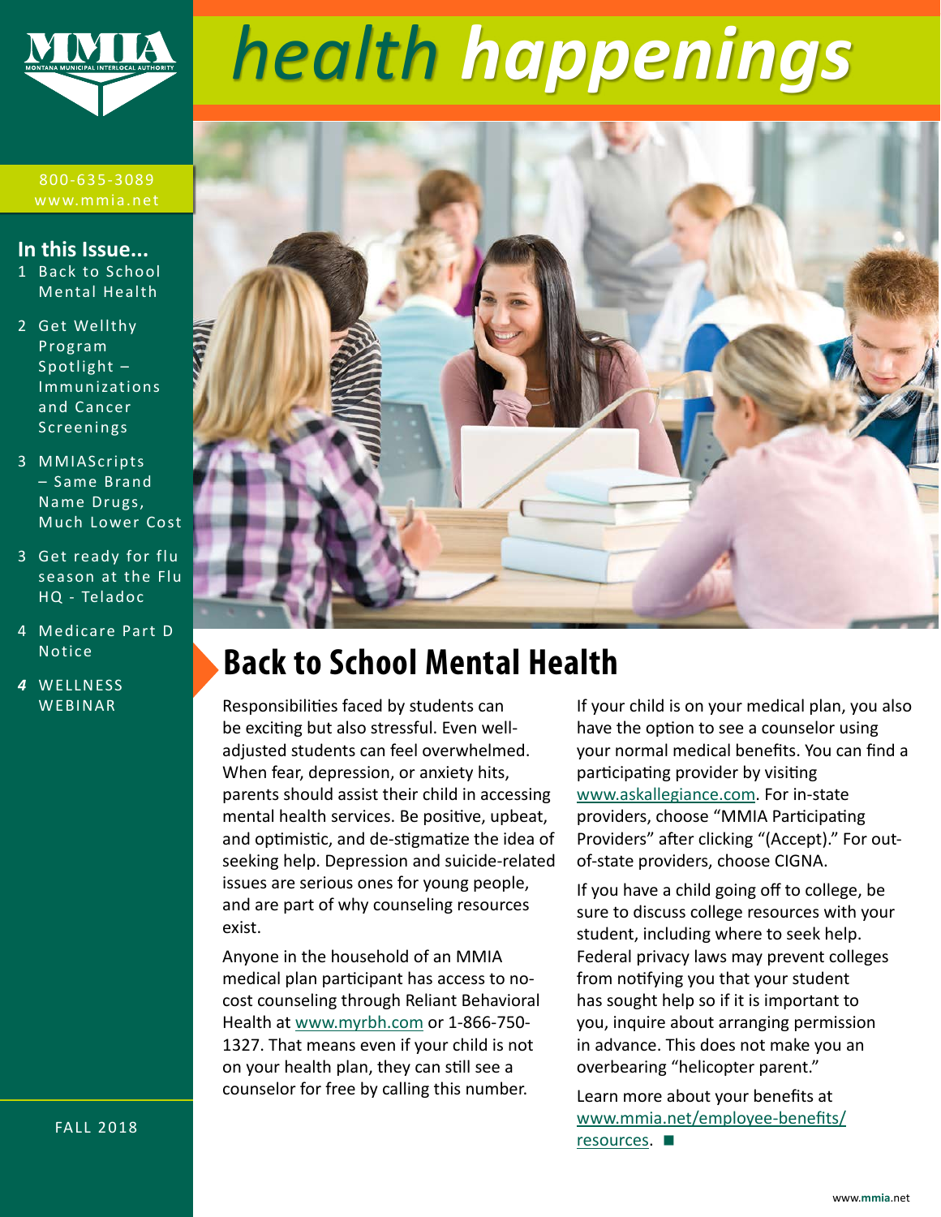# health happenings

800-635-3089
www.mmia.net

**In this Issue...**

1 Back to School Mental Health

2 Get Wellthy Program Spotlight – Immunizations and Cancer Screenings

3 MMIAScripts – Same Brand Name Drugs, Much Lower Cost

3 Get ready for flu season at the Flu HQ - Teladoc

4 Medicare Part D Notice

*4* WELLNESS WEBINAR

FALL 2018

## Back to School Mental Health

Responsibilities faced by students can be exciting but also stressful. Even well-adjusted students can feel overwhelmed. When fear, depression, or anxiety hits, parents should assist their child in accessing mental health services. Be positive, upbeat, and optimistic, and de-stigmatize the idea of seeking help. Depression and suicide-related issues are serious ones for young people, and are part of why counseling resources exist.

Anyone in the household of an MMIA medical plan participant has access to no-cost counseling through Reliant Behavioral Health at www.myrbh.com or 1-866-750-1327. That means even if your child is not on your health plan, they can still see a counselor for free by calling this number.

If your child is on your medical plan, you also have the option to see a counselor using your normal medical benefits. You can find a participating provider by visiting www.askallegiance.com. For in-state providers, choose "MMIA Participating Providers" after clicking "(Accept)." For out-of-state providers, choose CIGNA.

If you have a child going off to college, be sure to discuss college resources with your student, including where to seek help. Federal privacy laws may prevent colleges from notifying you that your student has sought help so if it is important to you, inquire about arranging permission in advance. This does not make you an overbearing "helicopter parent."

Learn more about your benefits at www.mmia.net/employee-benefits/resources. ■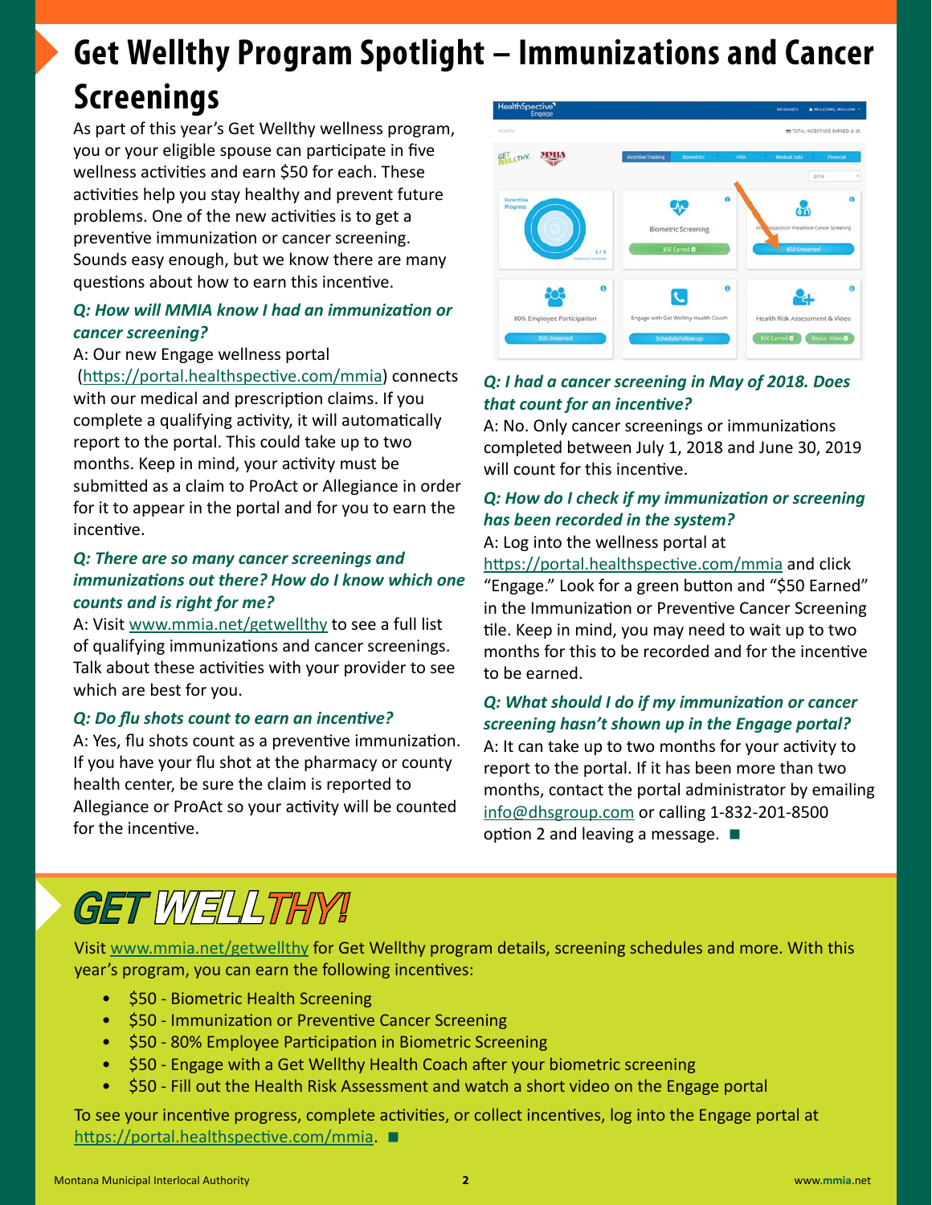# Get Wellthy Program Spotlight – Immunizations and Cancer Screenings

As part of this year's Get Wellthy wellness program, you or your eligible spouse can participate in five wellness activities and earn $50 for each. These activities help you stay healthy and prevent future problems. One of the new activities is to get a preventive immunization or cancer screening. Sounds easy enough, but we know there are many questions about how to earn this incentive.

***Q: How will MMIA know I had an immunization or cancer screening?***

A: Our new Engage wellness portal (https://portal.healthspective.com/mmia) connects with our medical and prescription claims. If you complete a qualifying activity, it will automatically report to the portal. This could take up to two months. Keep in mind, your activity must be submitted as a claim to ProAct or Allegiance in order for it to appear in the portal and for you to earn the incentive.

***Q: There are so many cancer screenings and immunizations out there? How do I know which one counts and is right for me?***

A: Visit www.mmia.net/getwellthy to see a full list of qualifying immunizations and cancer screenings. Talk about these activities with your provider to see which are best for you.

***Q: Do flu shots count to earn an incentive?***

A: Yes, flu shots count as a preventive immunization. If you have your flu shot at the pharmacy or county health center, be sure the claim is reported to Allegiance or ProAct so your activity will be counted for the incentive.

***Q: I had a cancer screening in May of 2018. Does that count for an incentive?***

A: No. Only cancer screenings or immunizations completed between July 1, 2018 and June 30, 2019 will count for this incentive.

***Q: How do I check if my immunization or screening has been recorded in the system?***

A: Log into the wellness portal at https://portal.healthspective.com/mmia and click "Engage." Look for a green button and "$50 Earned" in the Immunization or Preventive Cancer Screening tile. Keep in mind, you may need to wait up to two months for this to be recorded and for the incentive to be earned.

***Q: What should I do if my immunization or cancer screening hasn't shown up in the Engage portal?***

A: It can take up to two months for your activity to report to the portal. If it has been more than two months, contact the portal administrator by emailing info@dhsgroup.com or calling 1-832-201-8500 option 2 and leaving a message. ■

# GET WELLTHY!

Visit www.mmia.net/getwellthy for Get Wellthy program details, screening schedules and more. With this year's program, you can earn the following incentives:

- $50 - Biometric Health Screening
- $50 - Immunization or Preventive Cancer Screening
- $50 - 80% Employee Participation in Biometric Screening
- $50 - Engage with a Get Wellthy Health Coach after your biometric screening
- $50 - Fill out the Health Risk Assessment and watch a short video on the Engage portal

To see your incentive progress, complete activities, or collect incentives, log into the Engage portal at https://portal.healthspective.com/mmia. ■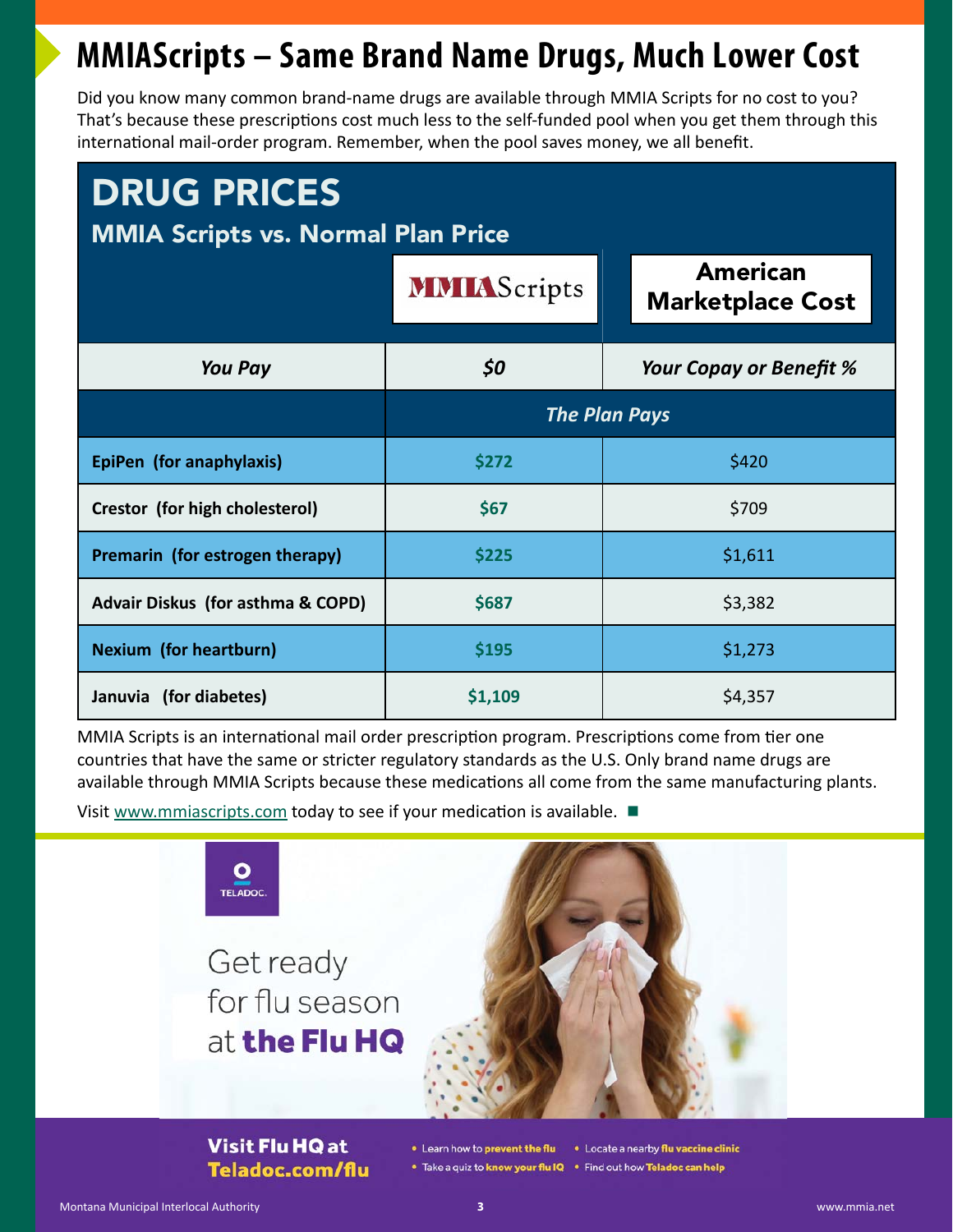# MMIAScripts – Same Brand Name Drugs, Much Lower Cost

Did you know many common brand-name drugs are available through MMIA Scripts for no cost to you? That's because these prescriptions cost much less to the self-funded pool when you get them through this international mail-order program. Remember, when the pool saves money, we all benefit.

## DRUG PRICES

### MMIA Scripts vs. Normal Plan Price

| | MMIAScripts | American Marketplace Cost |
|---|---|---|
| ***You Pay*** | ***$0*** | ***Your Copay or Benefit %*** |
| | ***The Plan Pays*** | |
| **EpiPen (for anaphylaxis)** | **$272** | $420 |
| **Crestor (for high cholesterol)** | **$67** | $709 |
| **Premarin (for estrogen therapy)** | **$225** | $1,611 |
| **Advair Diskus (for asthma & COPD)** | **$687** | $3,382 |
| **Nexium (for heartburn)** | **$195** | $1,273 |
| **Januvia (for diabetes)** | **$1,109** | $4,357 |

MMIA Scripts is an international mail order prescription program. Prescriptions come from tier one countries that have the same or stricter regulatory standards as the U.S. Only brand name drugs are available through MMIA Scripts because these medications all come from the same manufacturing plants.

Visit www.mmiascripts.com today to see if your medication is available. ■

TELADOC.

Get ready for flu season at **the Flu HQ**

**Visit Flu HQ at Teladoc.com/flu**

- Learn how to **prevent the flu**
- Take a quiz to **know your flu IQ**
- Locate a nearby **flu vaccine clinic**
- Find out how **Teladoc can help**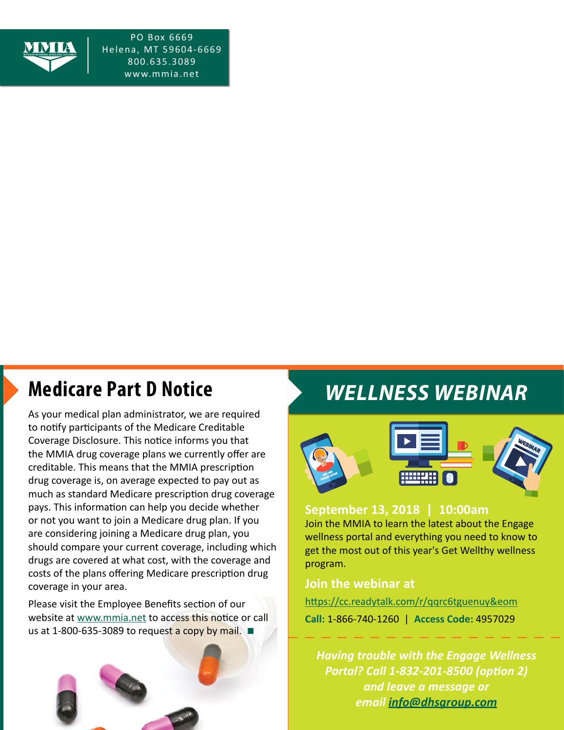PO Box 6669
Helena, MT 59604-6669
800.635.3089
www.mmia.net

## Medicare Part D Notice

As your medical plan administrator, we are required to notify participants of the Medicare Creditable Coverage Disclosure. This notice informs you that the MMIA drug coverage plans we currently offer are creditable. This means that the MMIA prescription drug coverage is, on average expected to pay out as much as standard Medicare prescription drug coverage pays. This information can help you decide whether or not you want to join a Medicare drug plan. If you are considering joining a Medicare drug plan, you should compare your current coverage, including which drugs are covered at what cost, with the coverage and costs of the plans offering Medicare prescription drug coverage in your area.

Please visit the Employee Benefits section of our website at www.mmia.net to access this notice or call us at 1-800-635-3089 to request a copy by mail. ■

## *WELLNESS WEBINAR*

**September 13, 2018 | 10:00am**

Join the MMIA to learn the latest about the Engage wellness portal and everything you need to know to get the most out of this year's Get Wellthy wellness program.

**Join the webinar at**

https://cc.readytalk.com/r/qqrc6tguenuy&eom

**Call:** 1-866-740-1260 | **Access Code:** 4957029

***Having trouble with the Engage Wellness Portal? Call 1-832-201-8500 (option 2) and leave a message or email info@dhsgroup.com***